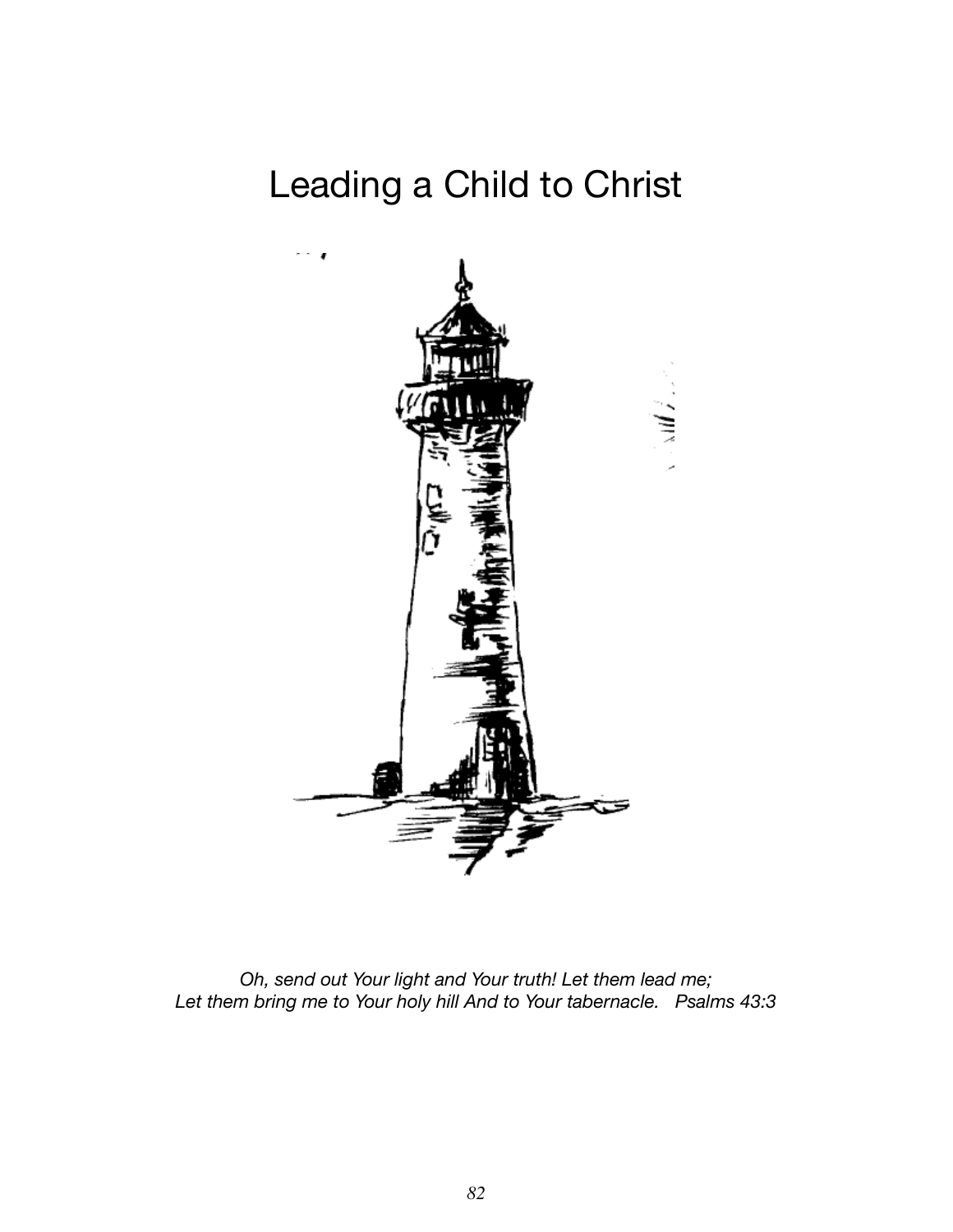# Leading a Child to Christ

*Oh, send out Your light and Your truth! Let them lead me;*
*Let them bring me to Your holy hill And to Your tabernacle.   Psalms 43:3*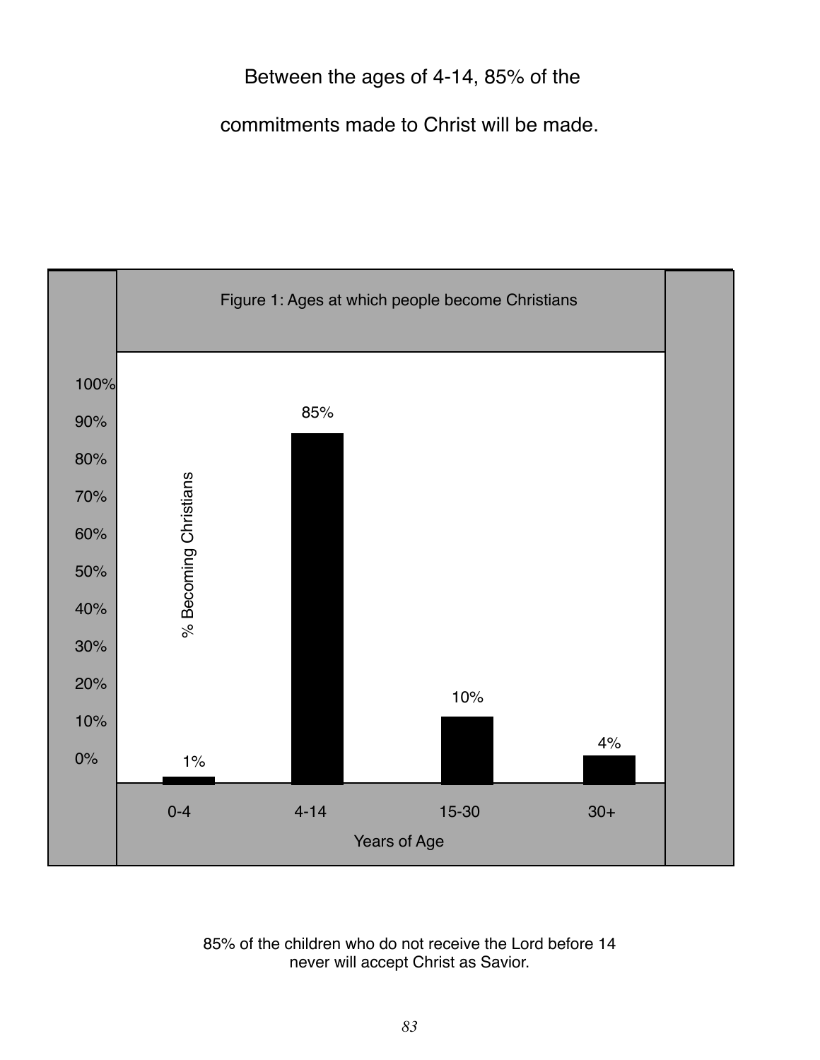Between the ages of 4-14, 85% of the

commitments made to Christ will be made.

Figure 1: Ages at which people become Christians

| Years of Age | % Becoming Christians |
|---|---|
| 0-4 | 1% |
| 4-14 | 85% |
| 15-30 | 10% |
| 30+ | 4% |

85% of the children who do not receive the Lord before 14
never will accept Christ as Savior.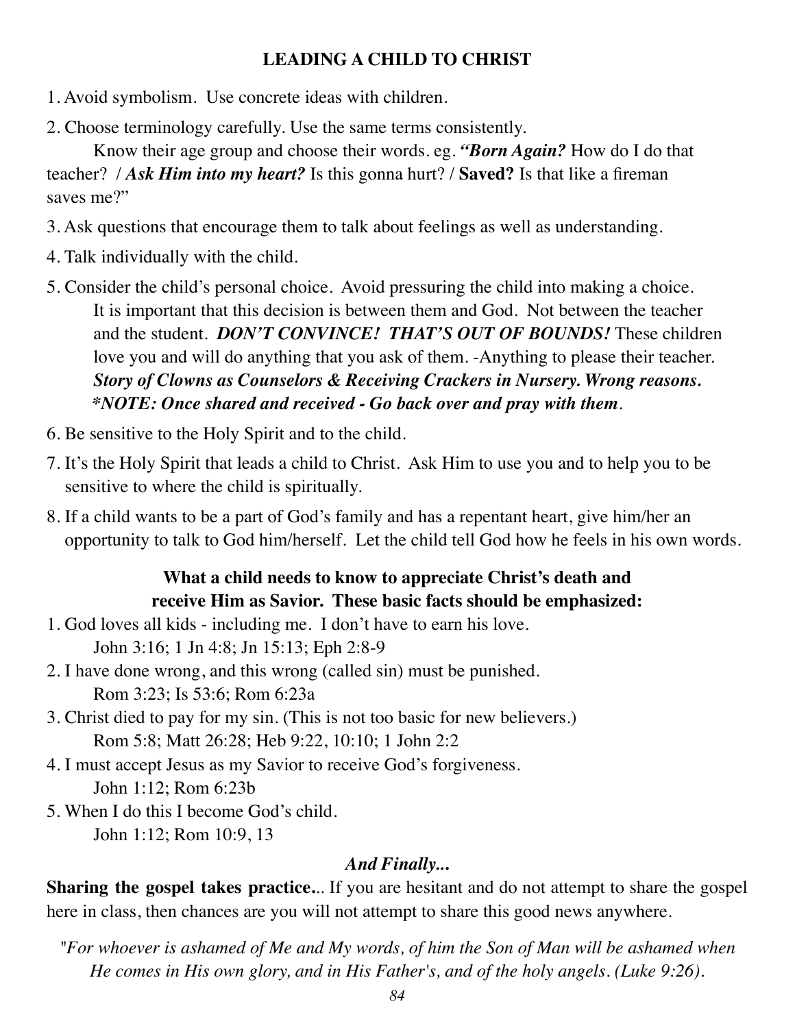# LEADING A CHILD TO CHRIST

1. Avoid symbolism. Use concrete ideas with children.
2. Choose terminology carefully. Use the same terms consistently.

   Know their age group and choose their words. eg. ***"Born Again?*** How do I do that teacher? / ***Ask Him into my heart?*** Is this gonna hurt? / **Saved?** Is that like a fireman saves me?"
3. Ask questions that encourage them to talk about feelings as well as understanding.
4. Talk individually with the child.
5. Consider the child's personal choice. Avoid pressuring the child into making a choice. It is important that this decision is between them and God. Not between the teacher and the student. ***DON'T CONVINCE! THAT'S OUT OF BOUNDS!*** These children love you and will do anything that you ask of them. -Anything to please their teacher. ***Story of Clowns as Counselors & Receiving Crackers in Nursery. Wrong reasons.*** ***\*NOTE: Once shared and received - Go back over and pray with them***.
6. Be sensitive to the Holy Spirit and to the child.
7. It's the Holy Spirit that leads a child to Christ. Ask Him to use you and to help you to be sensitive to where the child is spiritually.
8. If a child wants to be a part of God's family and has a repentant heart, give him/her an opportunity to talk to God him/herself. Let the child tell God how he feels in his own words.

**What a child needs to know to appreciate Christ's death and receive Him as Savior. These basic facts should be emphasized:**

1. God loves all kids - including me. I don't have to earn his love.

   John 3:16; 1 Jn 4:8; Jn 15:13; Eph 2:8-9
2. I have done wrong, and this wrong (called sin) must be punished.

   Rom 3:23; Is 53:6; Rom 6:23a
3. Christ died to pay for my sin. (This is not too basic for new believers.)

   Rom 5:8; Matt 26:28; Heb 9:22, 10:10; 1 John 2:2
4. I must accept Jesus as my Savior to receive God's forgiveness.

   John 1:12; Rom 6:23b
5. When I do this I become God's child.

   John 1:12; Rom 10:9, 13

***And Finally...***

**Sharing the gospel takes practice..**. If you are hesitant and do not attempt to share the gospel here in class, then chances are you will not attempt to share this good news anywhere.

*"For whoever is ashamed of Me and My words, of him the Son of Man will be ashamed when He comes in His own glory, and in His Father's, and of the holy angels. (Luke 9:26).*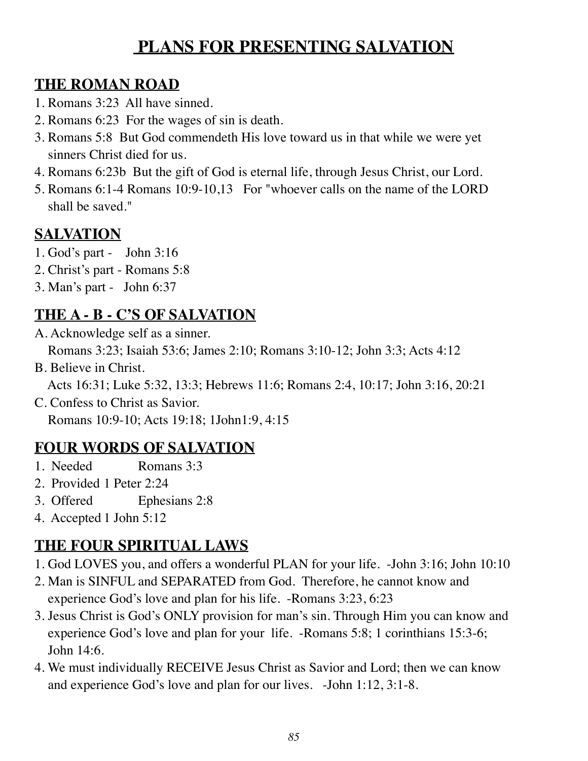# PLANS FOR PRESENTING SALVATION

## THE ROMAN ROAD

1. Romans 3:23 All have sinned.
2. Romans 6:23 For the wages of sin is death.
3. Romans 5:8 But God commendeth His love toward us in that while we were yet sinners Christ died for us.
4. Romans 6:23b But the gift of God is eternal life, through Jesus Christ, our Lord.
5. Romans 6:1-4 Romans 10:9-10,13 For "whoever calls on the name of the LORD shall be saved."

## SALVATION

1. God's part - John 3:16
2. Christ's part - Romans 5:8
3. Man's part - John 6:37

## THE A - B - C'S OF SALVATION

A. Acknowledge self as a sinner.
   Romans 3:23; Isaiah 53:6; James 2:10; Romans 3:10-12; John 3:3; Acts 4:12

B. Believe in Christ.
   Acts 16:31; Luke 5:32, 13:3; Hebrews 11:6; Romans 2:4, 10:17; John 3:16, 20:21

C. Confess to Christ as Savior.
   Romans 10:9-10; Acts 19:18; 1John1:9, 4:15

## FOUR WORDS OF SALVATION

1. Needed Romans 3:3
2. Provided 1 Peter 2:24
3. Offered Ephesians 2:8
4. Accepted 1 John 5:12

## THE FOUR SPIRITUAL LAWS

1. God LOVES you, and offers a wonderful PLAN for your life. -John 3:16; John 10:10
2. Man is SINFUL and SEPARATED from God. Therefore, he cannot know and experience God's love and plan for his life. -Romans 3:23, 6:23
3. Jesus Christ is God's ONLY provision for man's sin. Through Him you can know and experience God's love and plan for your life. -Romans 5:8; 1 corinthians 15:3-6; John 14:6.
4. We must individually RECEIVE Jesus Christ as Savior and Lord; then we can know and experience God's love and plan for our lives. -John 1:12, 3:1-8.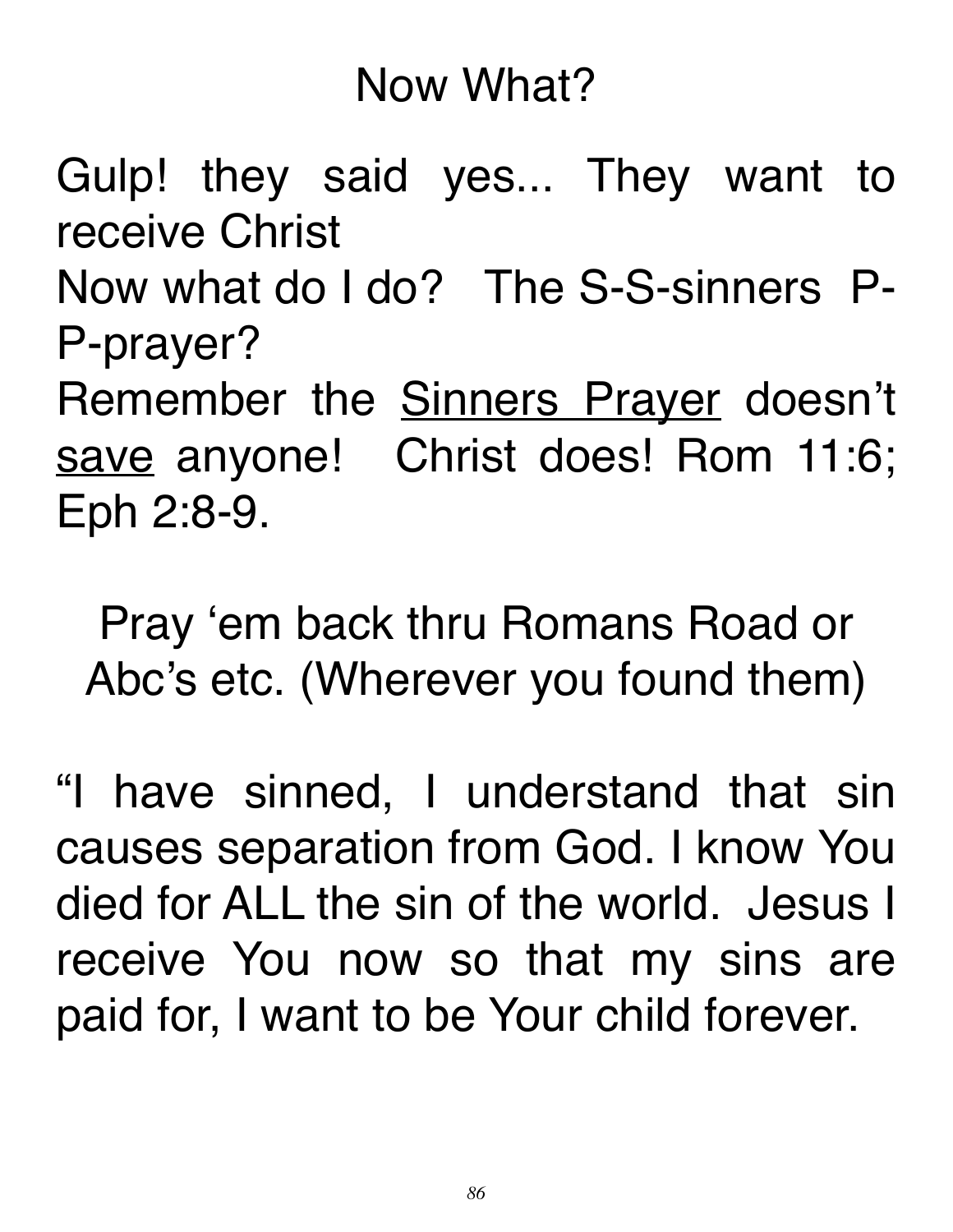# Now What?

Gulp! they said yes... They want to receive Christ

Now what do I do? The S-S-sinners P-P-prayer?

Remember the <u>Sinners Prayer</u> doesn't <u>save</u> anyone! Christ does! Rom 11:6; Eph 2:8-9.

Pray 'em back thru Romans Road or Abc's etc. (Wherever you found them)

"I have sinned, I understand that sin causes separation from God. I know You died for ALL the sin of the world. Jesus I receive You now so that my sins are paid for, I want to be Your child forever.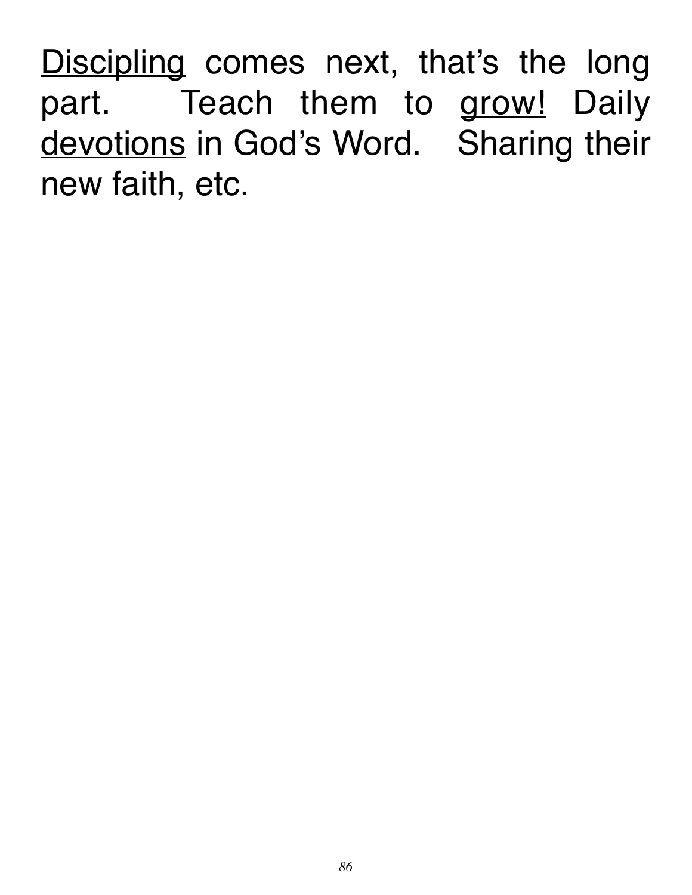<u>Discipling</u> comes next, that's the long part. Teach them to <u>grow!</u> Daily <u>devotions</u> in God's Word. Sharing their new faith, etc.